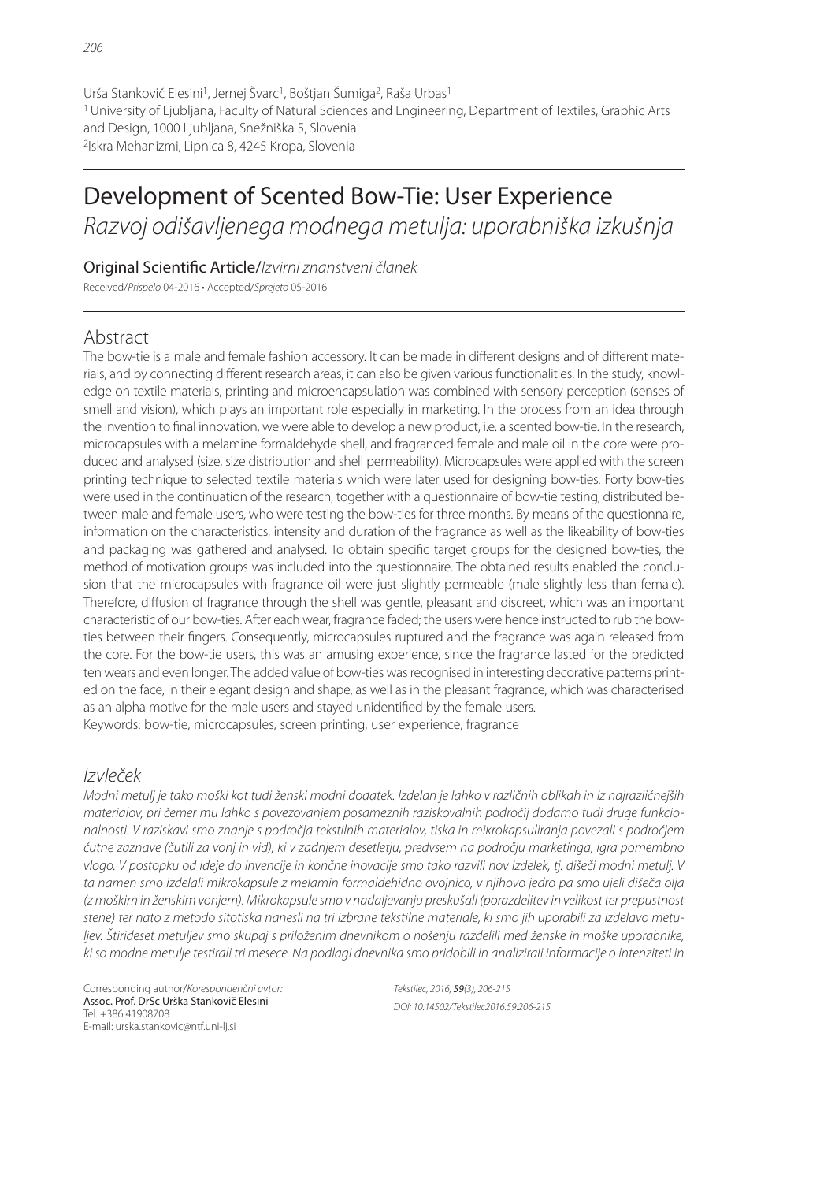Urša Stankovič Elesini[1], Jernej Švarc[1], Boštjan Šumiga[2], Raša Urbas[1]
[1] University of Ljubljana, Faculty of Natural Sciences and Engineering, Department of Textiles, Graphic Arts and Design, 1000 Ljubljana, Snežniška 5, Slovenia
[2] Iskra Mehanizmi, Lipnica 8, 4245 Kropa, Slovenia

# Development of Scented Bow-Tie: User Experience
# *Razvoj odišavljenega modnega metulja: uporabniška izkušnja*

Original Scientific Article/*Izvirni znanstveni članek*

Received/*Prispelo* 04-2016 • Accepted/*Sprejeto* 05-2016

## Abstract

The bow-tie is a male and female fashion accessory. It can be made in different designs and of different materials, and by connecting different research areas, it can also be given various functionalities. In the study, knowledge on textile materials, printing and microencapsulation was combined with sensory perception (senses of smell and vision), which plays an important role especially in marketing. In the process from an idea through the invention to final innovation, we were able to develop a new product, i.e. a scented bow-tie. In the research, microcapsules with a melamine formaldehyde shell, and fragranced female and male oil in the core were produced and analysed (size, size distribution and shell permeability). Microcapsules were applied with the screen printing technique to selected textile materials which were later used for designing bow-ties. Forty bow-ties were used in the continuation of the research, together with a questionnaire of bow-tie testing, distributed between male and female users, who were testing the bow-ties for three months. By means of the questionnaire, information on the characteristics, intensity and duration of the fragrance as well as the likeability of bow-ties and packaging was gathered and analysed. To obtain specific target groups for the designed bow-ties, the method of motivation groups was included into the questionnaire. The obtained results enabled the conclusion that the microcapsules with fragrance oil were just slightly permeable (male slightly less than female). Therefore, diffusion of fragrance through the shell was gentle, pleasant and discreet, which was an important characteristic of our bow-ties. After each wear, fragrance faded; the users were hence instructed to rub the bow-ties between their fingers. Consequently, microcapsules ruptured and the fragrance was again released from the core. For the bow-tie users, this was an amusing experience, since the fragrance lasted for the predicted ten wears and even longer. The added value of bow-ties was recognised in interesting decorative patterns printed on the face, in their elegant design and shape, as well as in the pleasant fragrance, which was characterised as an alpha motive for the male users and stayed unidentified by the female users.

Keywords: bow-tie, microcapsules, screen printing, user experience, fragrance

## *Izvleček*

*Modni metulj je tako moški kot tudi ženski modni dodatek. Izdelan je lahko v različnih oblikah in iz najrazličnejših materialov, pri čemer mu lahko s povezovanjem posameznih raziskovalnih področij dodamo tudi druge funkcionalnosti. V raziskavi smo znanje s področja tekstilnih materialov, tiska in mikrokapsuliranja povezali s področjem čutne zaznave (čutili za vonj in vid), ki v zadnjem desetletju, predvsem na področju marketinga, igra pomembno vlogo. V postopku od ideje do invencije in končne inovacije smo tako razvili nov izdelek, tj. dišeči modni metulj. V ta namen smo izdelali mikrokapsule z melamin formaldehidno ovojnico, v njihovo jedro pa smo ujeli dišeča olja (z moškim in ženskim vonjem). Mikrokapsule smo v nadaljevanju preskušali (porazdelitev in velikost ter prepustnost stene) ter nato z metodo sitotiska nanesli na tri izbrane tekstilne materiale, ki smo jih uporabili za izdelavo metulj ev. Štirideset metuljev smo skupaj s priloženim dnevnikom o nošenju razdelili med ženske in moške uporabnike, ki so modne metulje testirali tri mesece. Na podlagi dnevnika smo pridobili in analizirali informacije o intenziteti in*

Corresponding author/*Korespondenčni avtor:*
Assoc. Prof. DrSc Urška Stankovič Elesini
Tel. +386 41908708
E-mail: urska.stankovic@ntf.uni-lj.si

*Tekstilec, 2016, 59(3), 206-215*
*DOI: 10.14502/Tekstilec2016.59.206-215*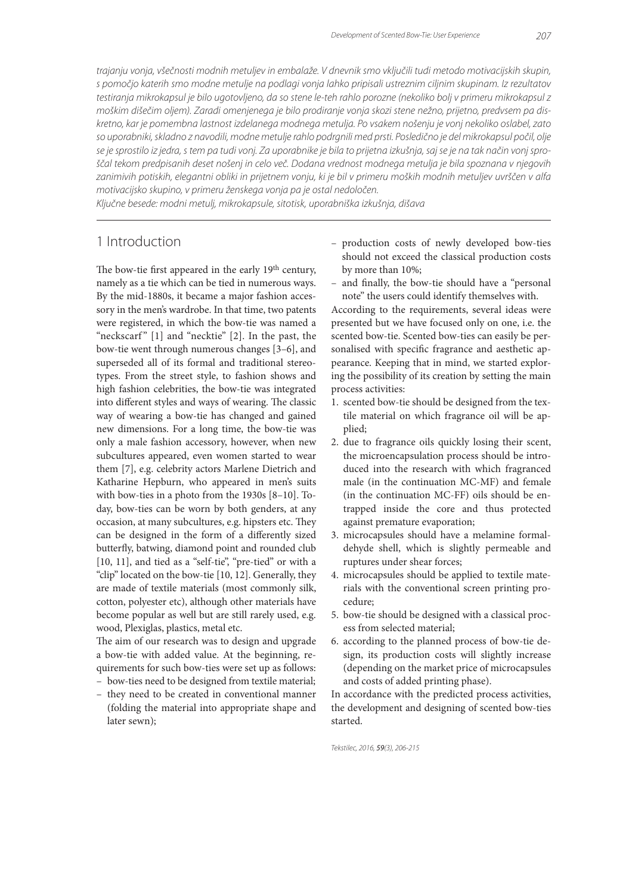*trajanju vonja, vsečnosti modnih metuljev in embalaže. V dnevnik smo vključili tudi metodo motivacijskih skupin, s pomočjo katerih smo modne metulje na podlagi vonja lahko pripisali ustreznim ciljnim skupinam. Iz rezultatov testiranja mikrokapsul je bilo ugotovljeno, da so stene le-teh rahlo porozne (nekoliko bolj v primeru mikrokapsul z moškim dišečim oljem). Zaradi omenjenega je bilo prodiranje vonja skozi stene nežno, prijetno, predvsem pa diskretno, kar je pomembna lastnost izdelanega modnega metulja. Po vsakem nošenju je vonj nekoliko oslabel, zato so uporabniki, skladno z navodili, modne metulje rahlo podrgnili med prsti. Posledično je del mikrokapsul počil, olje se je sprostilo iz jedra, s tem pa tudi vonj. Za uporabnike je bila to prijetna izkušnja, saj se je na tak način vonj sproščal tekom predpisanih deset nošenj in celo več. Dodana vrednost modnega metulja je bila spoznana v njegovih zanimivih potiskih, elegantni obliki in prijetnem vonju, ki je bil v primeru moških modnih metuljev uvrščen v alfa motivacijsko skupino, v primeru ženskega vonja pa je ostal nedoločen.*

*Ključne besede: modni metulj, mikrokapsule, sitotisk, uporabniška izkušnja, dišava*

## 1 Introduction

The bow-tie first appeared in the early 19th century, namely as a tie which can be tied in numerous ways. By the mid-1880s, it became a major fashion accessory in the men's wardrobe. In that time, two patents were registered, in which the bow-tie was named a "neckscarf" [1] and "necktie" [2]. In the past, the bow-tie went through numerous changes [3–6], and superseded all of its formal and traditional stereotypes. From the street style, to fashion shows and high fashion celebrities, the bow-tie was integrated into different styles and ways of wearing. The classic way of wearing a bow-tie has changed and gained new dimensions. For a long time, the bow-tie was only a male fashion accessory, however, when new subcultures appeared, even women started to wear them [7], e.g. celebrity actors Marlene Dietrich and Katharine Hepburn, who appeared in men's suits with bow-ties in a photo from the 1930s [8–10]. Today, bow-ties can be worn by both genders, at any occasion, at many subcultures, e.g. hipsters etc. They can be designed in the form of a differently sized butterfly, batwing, diamond point and rounded club [10, 11], and tied as a "self-tie", "pre-tied" or with a "clip" located on the bow-tie [10, 12]. Generally, they are made of textile materials (most commonly silk, cotton, polyester etc), although other materials have become popular as well but are still rarely used, e.g. wood, Plexiglas, plastics, metal etc.

The aim of our research was to design and upgrade a bow-tie with added value. At the beginning, requirements for such bow-ties were set up as follows:

- bow-ties need to be designed from textile material;
- they need to be created in conventional manner (folding the material into appropriate shape and later sewn);
- production costs of newly developed bow-ties should not exceed the classical production costs by more than 10%;
- and finally, the bow-tie should have a "personal note" the users could identify themselves with.

According to the requirements, several ideas were presented but we have focused only on one, i.e. the scented bow-tie. Scented bow-ties can easily be personalised with specific fragrance and aesthetic appearance. Keeping that in mind, we started exploring the possibility of its creation by setting the main process activities:

1. scented bow-tie should be designed from the textile material on which fragrance oil will be applied;
2. due to fragrance oils quickly losing their scent, the microencapsulation process should be introduced into the research with which fragranced male (in the continuation MC-MF) and female (in the continuation MC-FF) oils should be entrapped inside the core and thus protected against premature evaporation;
3. microcapsules should have a melamine formaldehyde shell, which is slightly permeable and ruptures under shear forces;
4. microcapsules should be applied to textile materials with the conventional screen printing procedure;
5. bow-tie should be designed with a classical process from selected material;
6. according to the planned process of bow-tie design, its production costs will slightly increase (depending on the market price of microcapsules and costs of added printing phase).

In accordance with the predicted process activities, the development and designing of scented bow-ties started.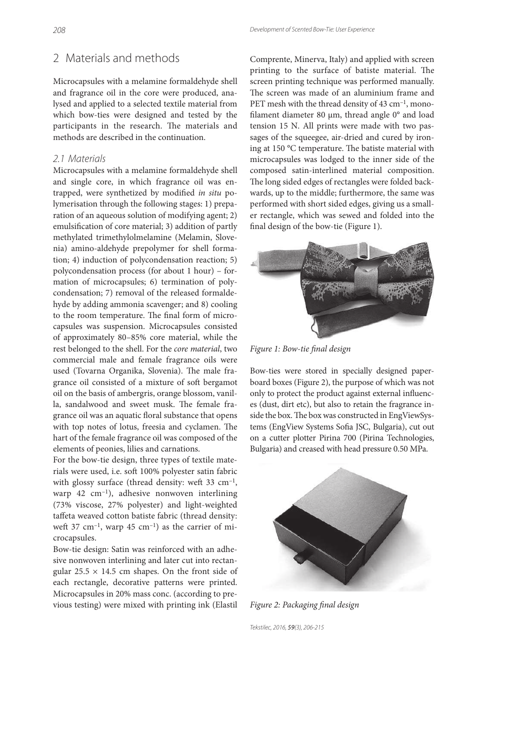## 2 Materials and methods

Microcapsules with a melamine formaldehyde shell and fragrance oil in the core were produced, analysed and applied to a selected textile material from which bow-ties were designed and tested by the participants in the research. The materials and methods are described in the continuation.

### *2.1 Materials*

Microcapsules with a melamine formaldehyde shell and single core, in which fragrance oil was entrapped, were synthetized by modified *in situ* polymerisation through the following stages: 1) preparation of an aqueous solution of modifying agent; 2) emulsification of core material; 3) addition of partly methylated trimethylolmelamine (Melamin, Slovenia) amino-aldehyde prepolymer for shell formation; 4) induction of polycondensation reaction; 5) polycondensation process (for about 1 hour) – formation of microcapsules; 6) termination of polycondensation; 7) removal of the released formaldehyde by adding ammonia scavenger; and 8) cooling to the room temperature. The final form of microcapsules was suspension. Microcapsules consisted of approximately 80–85% core material, while the rest belonged to the shell. For the *core material*, two commercial male and female fragrance oils were used (Tovarna Organika, Slovenia). The male fragrance oil consisted of a mixture of soft bergamot oil on the basis of ambergris, orange blossom, vanilla, sandalwood and sweet musk. The female fragrance oil was an aquatic floral substance that opens with top notes of lotus, freesia and cyclamen. The hart of the female fragrance oil was composed of the elements of peonies, lilies and carnations.

For the bow-tie design, three types of textile materials were used, i.e. soft 100% polyester satin fabric with glossy surface (thread density: weft 33 cm$^{-1}$, warp 42 cm$^{-1}$), adhesive nonwoven interlining (73% viscose, 27% polyester) and light-weighted taffeta weaved cotton batiste fabric (thread density: weft 37 cm$^{-1}$, warp 45 cm$^{-1}$) as the carrier of microcapsules.

Bow-tie design: Satin was reinforced with an adhesive nonwoven interlining and later cut into rectangular 25.5 × 14.5 cm shapes. On the front side of each rectangle, decorative patterns were printed. Microcapsules in 20% mass conc. (according to previous testing) were mixed with printing ink (Elastil Comprente, Minerva, Italy) and applied with screen printing to the surface of batiste material. The screen printing technique was performed manually. The screen was made of an aluminium frame and PET mesh with the thread density of 43 cm$^{-1}$, monofilament diameter 80 μm, thread angle 0° and load tension 15 N. All prints were made with two passages of the squeegee, air-dried and cured by ironing at 150 °C temperature. The batiste material with microcapsules was lodged to the inner side of the composed satin-interlined material composition. The long sided edges of rectangles were folded backwards, up to the middle; furthermore, the same was performed with short sided edges, giving us a smaller rectangle, which was sewed and folded into the final design of the bow-tie (Figure 1).

*Figure 1: Bow-tie final design*

Bow-ties were stored in specially designed paperboard boxes (Figure 2), the purpose of which was not only to protect the product against external influences (dust, dirt etc), but also to retain the fragrance inside the box. The box was constructed in EngViewSystems (EngView Systems Sofia JSC, Bulgaria), cut out on a cutter plotter Pirina 700 (Pirina Technologies, Bulgaria) and creased with head pressure 0.50 MPa.

*Figure 2: Packaging final design*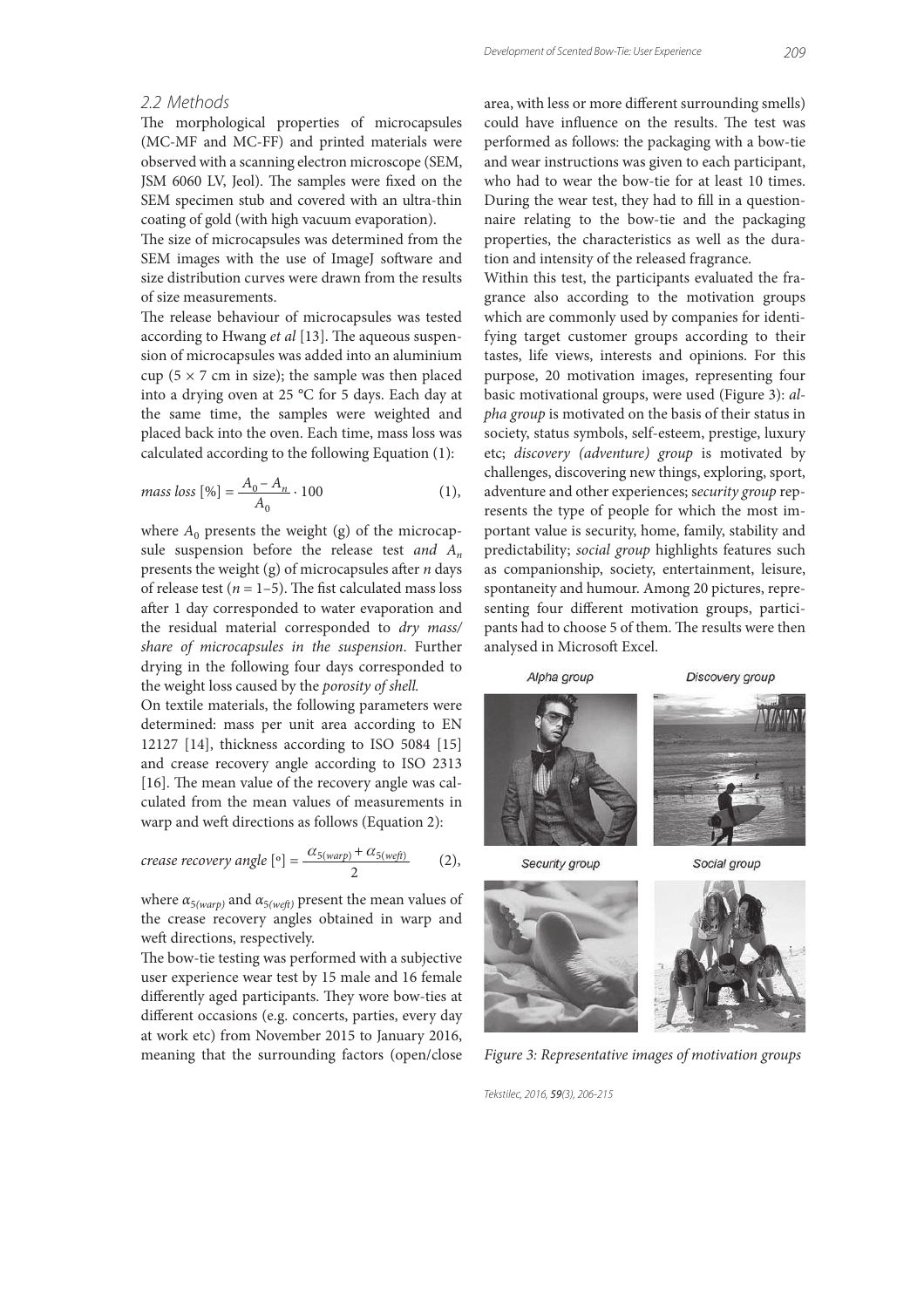### 2.2 Methods

The morphological properties of microcapsules (MC-MF and MC-FF) and printed materials were observed with a scanning electron microscope (SEM, JSM 6060 LV, Jeol). The samples were fixed on the SEM specimen stub and covered with an ultra-thin coating of gold (with high vacuum evaporation).

The size of microcapsules was determined from the SEM images with the use of ImageJ software and size distribution curves were drawn from the results of size measurements.

The release behaviour of microcapsules was tested according to Hwang *et al* [13]. The aqueous suspension of microcapsules was added into an aluminium cup (5 × 7 cm in size); the sample was then placed into a drying oven at 25 °C for 5 days. Each day at the same time, the samples were weighted and placed back into the oven. Each time, mass loss was calculated according to the following Equation (1):

$$mass\ loss\ [\%] = \frac{A_0 - A_n}{A_0} \cdot 100 \qquad (1),$$

where $A_0$ presents the weight (g) of the microcapsule suspension before the release test *and* $A_n$ presents the weight (g) of microcapsules after $n$ days of release test ($n$ = 1–5). The fist calculated mass loss after 1 day corresponded to water evaporation and the residual material corresponded to *dry mass/share of microcapsules in the suspension*. Further drying in the following four days corresponded to the weight loss caused by the *porosity of shell*.

On textile materials, the following parameters were determined: mass per unit area according to EN 12127 [14], thickness according to ISO 5084 [15] and crease recovery angle according to ISO 2313 [16]. The mean value of the recovery angle was calculated from the mean values of measurements in warp and weft directions as follows (Equation 2):

$$crease\ recovery\ angle\ [°] = \frac{\alpha_{5(warp)} + \alpha_{5(weft)}}{2} \qquad (2),$$

where $\alpha_{5(warp)}$ and $\alpha_{5(weft)}$ present the mean values of the crease recovery angles obtained in warp and weft directions, respectively.

The bow-tie testing was performed with a subjective user experience wear test by 15 male and 16 female differently aged participants. They wore bow-ties at different occasions (e.g. concerts, parties, every day at work etc) from November 2015 to January 2016, meaning that the surrounding factors (open/close area, with less or more different surrounding smells) could have influence on the results. The test was performed as follows: the packaging with a bow-tie and wear instructions was given to each participant, who had to wear the bow-tie for at least 10 times. During the wear test, they had to fill in a questionnaire relating to the bow-tie and the packaging properties, the characteristics as well as the duration and intensity of the released fragrance.

Within this test, the participants evaluated the fragrance also according to the motivation groups which are commonly used by companies for identifying target customer groups according to their tastes, life views, interests and opinions. For this purpose, 20 motivation images, representing four basic motivational groups, were used (Figure 3): *alpha group* is motivated on the basis of their status in society, status symbols, self-esteem, prestige, luxury etc; *discovery (adventure) group* is motivated by challenges, discovering new things, exploring, sport, adventure and other experiences; *security group* represents the type of people for which the most important value is security, home, family, stability and predictability; *social group* highlights features such as companionship, society, entertainment, leisure, spontaneity and humour. Among 20 pictures, representing four different motivation groups, participants had to choose 5 of them. The results were then analysed in Microsoft Excel.

Alpha group | Discovery group | Security group | Social group

*Figure 3: Representative images of motivation groups*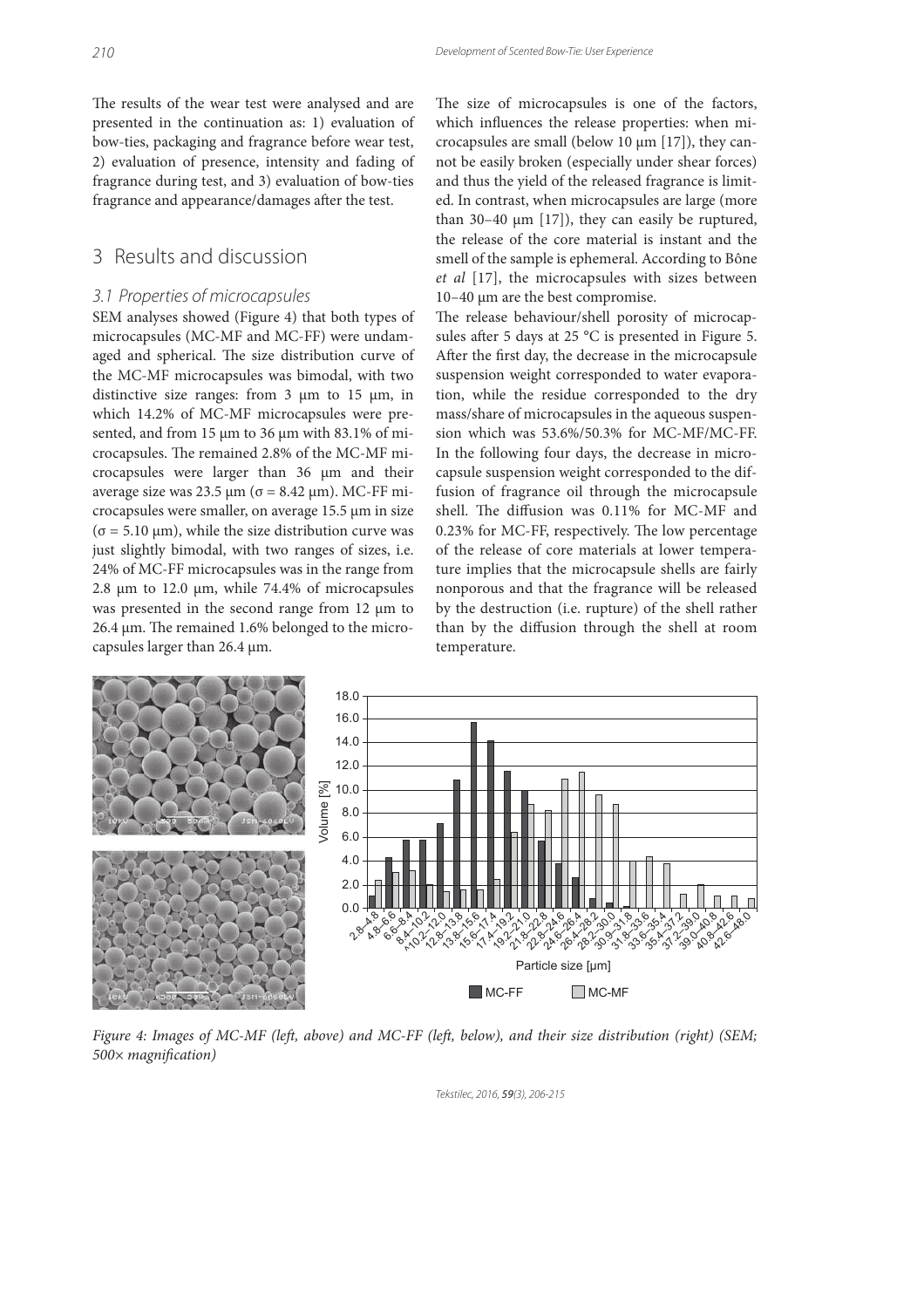The results of the wear test were analysed and are presented in the continuation as: 1) evaluation of bow-ties, packaging and fragrance before wear test, 2) evaluation of presence, intensity and fading of fragrance during test, and 3) evaluation of bow-ties fragrance and appearance/damages after the test.

## 3 Results and discussion

### 3.1 Properties of microcapsules

SEM analyses showed (Figure 4) that both types of microcapsules (MC-MF and MC-FF) were undamaged and spherical. The size distribution curve of the MC-MF microcapsules was bimodal, with two distinctive size ranges: from 3 µm to 15 µm, in which 14.2% of MC-MF microcapsules were presented, and from 15 µm to 36 µm with 83.1% of microcapsules. The remained 2.8% of the MC-MF microcapsules were larger than 36 µm and their average size was 23.5 µm ($\sigma$ = 8.42 µm). MC-FF microcapsules were smaller, on average 15.5 µm in size ($\sigma$ = 5.10 µm), while the size distribution curve was just slightly bimodal, with two ranges of sizes, i.e. 24% of MC-FF microcapsules was in the range from 2.8 µm to 12.0 µm, while 74.4% of microcapsules was presented in the second range from 12 µm to 26.4 µm. The remained 1.6% belonged to the microcapsules larger than 26.4 µm.

The size of microcapsules is one of the factors, which influences the release properties: when microcapsules are small (below 10 µm [17]), they cannot be easily broken (especially under shear forces) and thus the yield of the released fragrance is limited. In contrast, when microcapsules are large (more than 30–40 µm [17]), they can easily be ruptured, the release of the core material is instant and the smell of the sample is ephemeral. According to Bône *et al* [17], the microcapsules with sizes between 10–40 µm are the best compromise.

The release behaviour/shell porosity of microcapsules after 5 days at 25 °C is presented in Figure 5. After the first day, the decrease in the microcapsule suspension weight corresponded to water evaporation, while the residue corresponded to the dry mass/share of microcapsules in the aqueous suspension which was 53.6%/50.3% for MC-MF/MC-FF. In the following four days, the decrease in microcapsule suspension weight corresponded to the diffusion of fragrance oil through the microcapsule shell. The diffusion was 0.11% for MC-MF and 0.23% for MC-FF, respectively. The low percentage of the release of core materials at lower temperature implies that the microcapsule shells are fairly nonporous and that the fragrance will be released by the destruction (i.e. rupture) of the shell rather than by the diffusion through the shell at room temperature.

*Figure 4: Images of MC-MF (left, above) and MC-FF (left, below), and their size distribution (right) (SEM; 500× magnification)*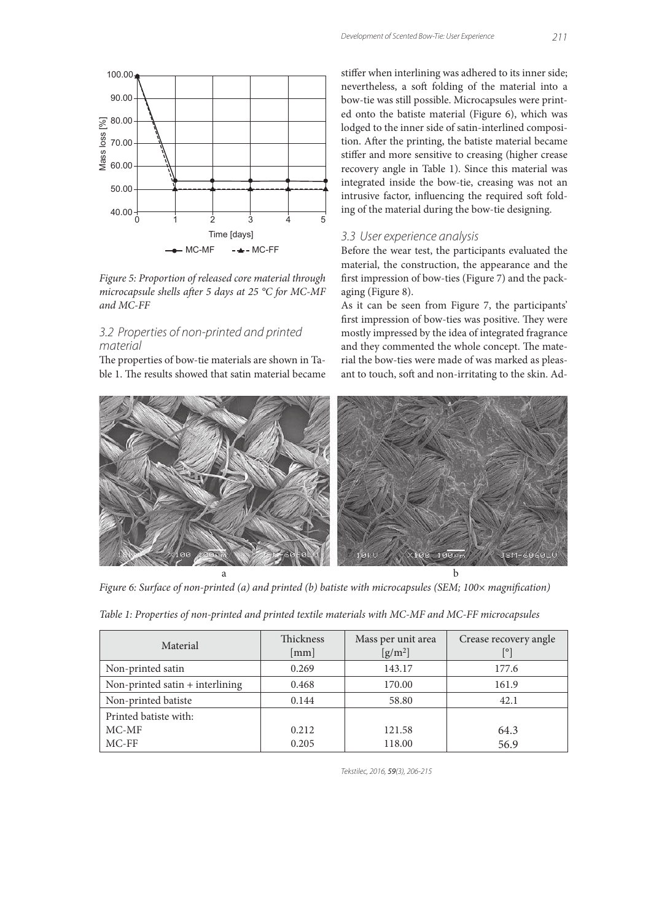Figure 5: Proportion of released core material through microcapsule shells after 5 days at 25 °C for MC-MF and MC-FF

## 3.2 Properties of non-printed and printed material

The properties of bow-tie materials are shown in Table 1. The results showed that satin material became stiffer when interlining was adhered to its inner side; nevertheless, a soft folding of the material into a bow-tie was still possible. Microcapsules were printed onto the batiste material (Figure 6), which was lodged to the inner side of satin-interlined composition. After the printing, the batiste material became stiffer and more sensitive to creasing (higher crease recovery angle in Table 1). Since this material was integrated inside the bow-tie, creasing was not an intrusive factor, influencing the required soft folding of the material during the bow-tie designing.

## 3.3 User experience analysis

Before the wear test, the participants evaluated the material, the construction, the appearance and the first impression of bow-ties (Figure 7) and the packaging (Figure 8).

As it can be seen from Figure 7, the participants' first impression of bow-ties was positive. They were mostly impressed by the idea of integrated fragrance and they commented the whole concept. The material the bow-ties were made of was marked as pleasant to touch, soft and non-irritating to the skin. Ad-

Figure 6: Surface of non-printed (a) and printed (b) batiste with microcapsules (SEM; 100× magnification)

Table 1: Properties of non-printed and printed textile materials with MC-MF and MC-FF microcapsules

| Material | Thickness [mm] | Mass per unit area [g/m$^2$] | Crease recovery angle [°] |
|---|---|---|---|
| Non-printed satin | 0.269 | 143.17 | 177.6 |
| Non-printed satin + interlining | 0.468 | 170.00 | 161.9 |
| Non-printed batiste | 0.144 | 58.80 | 42.1 |
| Printed batiste with: | | | |
| MC-MF | 0.212 | 121.58 | 64.3 |
| MC-FF | 0.205 | 118.00 | 56.9 |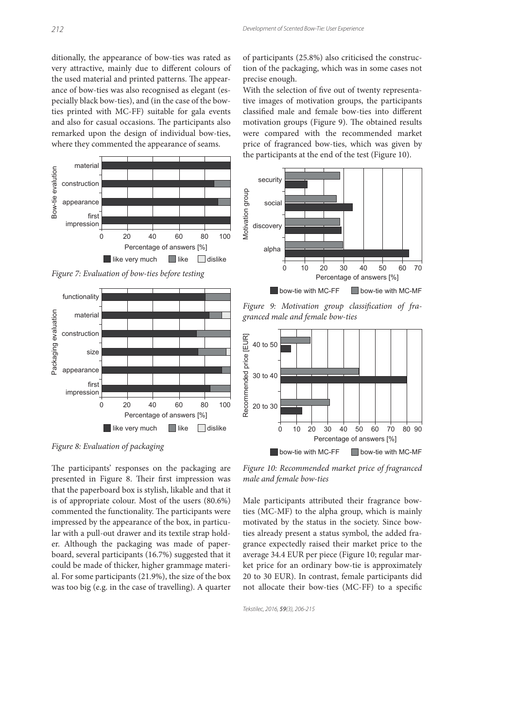ditionally, the appearance of bow-ties was rated as very attractive, mainly due to different colours of the used material and printed patterns. The appearance of bow-ties was also recognised as elegant (especially black bow-ties), and (in the case of the bow-ties printed with MC-FF) suitable for gala events and also for casual occasions. The participants also remarked upon the design of individual bow-ties, where they commented the appearance of seams.

*Figure 7: Evaluation of bow-ties before testing*

*Figure 8: Evaluation of packaging*

The participants' responses on the packaging are presented in Figure 8. Their first impression was that the paperboard box is stylish, likable and that it is of appropriate colour. Most of the users (80.6%) commented the functionality. The participants were impressed by the appearance of the box, in particular with a pull-out drawer and its textile strap holder. Although the packaging was made of paperboard, several participants (16.7%) suggested that it could be made of thicker, higher grammage material. For some participants (21.9%), the size of the box was too big (e.g. in the case of travelling). A quarter of participants (25.8%) also criticised the construction of the packaging, which was in some cases not precise enough.

With the selection of five out of twenty representative images of motivation groups, the participants classified male and female bow-ties into different motivation groups (Figure 9). The obtained results were compared with the recommended market price of fragranced bow-ties, which was given by the participants at the end of the test (Figure 10).

*Figure 9: Motivation group classification of fragranced male and female bow-ties*

*Figure 10: Recommended market price of fragranced male and female bow-ties*

Male participants attributed their fragrance bow-ties (MC-MF) to the alpha group, which is mainly motivated by the status in the society. Since bow-ties already present a status symbol, the added fragrance expectedly raised their market price to the average 34.4 EUR per piece (Figure 10; regular market price for an ordinary bow-tie is approximately 20 to 30 EUR). In contrast, female participants did not allocate their bow-ties (MC-FF) to a specific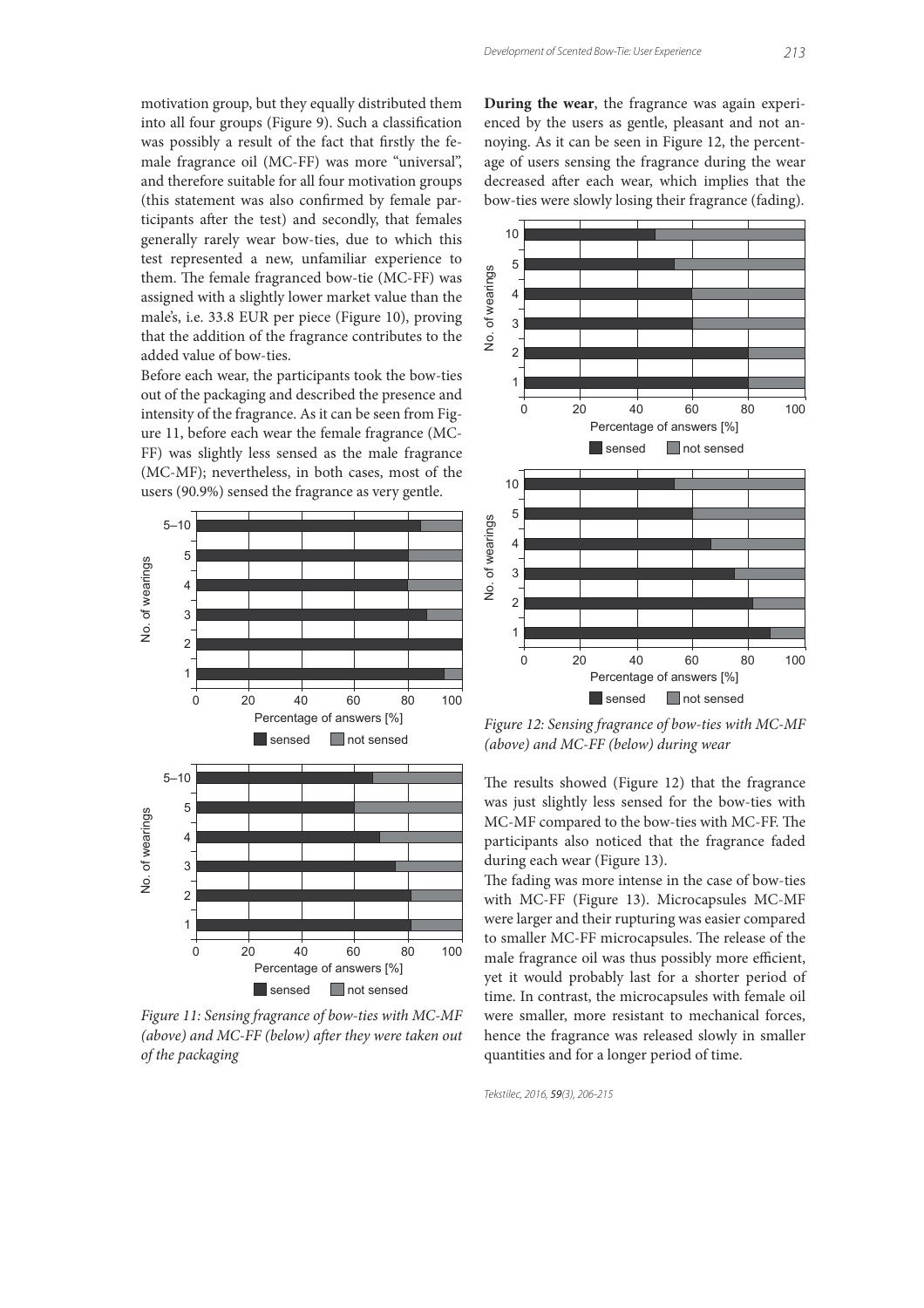motivation group, but they equally distributed them into all four groups (Figure 9). Such a classification was possibly a result of the fact that firstly the female fragrance oil (MC-FF) was more "universal", and therefore suitable for all four motivation groups (this statement was also confirmed by female participants after the test) and secondly, that females generally rarely wear bow-ties, due to which this test represented a new, unfamiliar experience to them. The female fragranced bow-tie (MC-FF) was assigned with a slightly lower market value than the male's, i.e. 33.8 EUR per piece (Figure 10), proving that the addition of the fragrance contributes to the added value of bow-ties.

Before each wear, the participants took the bow-ties out of the packaging and described the presence and intensity of the fragrance. As it can be seen from Figure 11, before each wear the female fragrance (MC-FF) was slightly less sensed as the male fragrance (MC-MF); nevertheless, in both cases, most of the users (90.9%) sensed the fragrance as very gentle.

*Figure 11: Sensing fragrance of bow-ties with MC-MF (above) and MC-FF (below) after they were taken out of the packaging*

**During the wear**, the fragrance was again experienced by the users as gentle, pleasant and not annoying. As it can be seen in Figure 12, the percentage of users sensing the fragrance during the wear decreased after each wear, which implies that the bow-ties were slowly losing their fragrance (fading).

*Figure 12: Sensing fragrance of bow-ties with MC-MF (above) and MC-FF (below) during wear*

The results showed (Figure 12) that the fragrance was just slightly less sensed for the bow-ties with MC-MF compared to the bow-ties with MC-FF. The participants also noticed that the fragrance faded during each wear (Figure 13).

The fading was more intense in the case of bow-ties with MC-FF (Figure 13). Microcapsules MC-MF were larger and their rupturing was easier compared to smaller MC-FF microcapsules. The release of the male fragrance oil was thus possibly more efficient, yet it would probably last for a shorter period of time. In contrast, the microcapsules with female oil were smaller, more resistant to mechanical forces, hence the fragrance was released slowly in smaller quantities and for a longer period of time.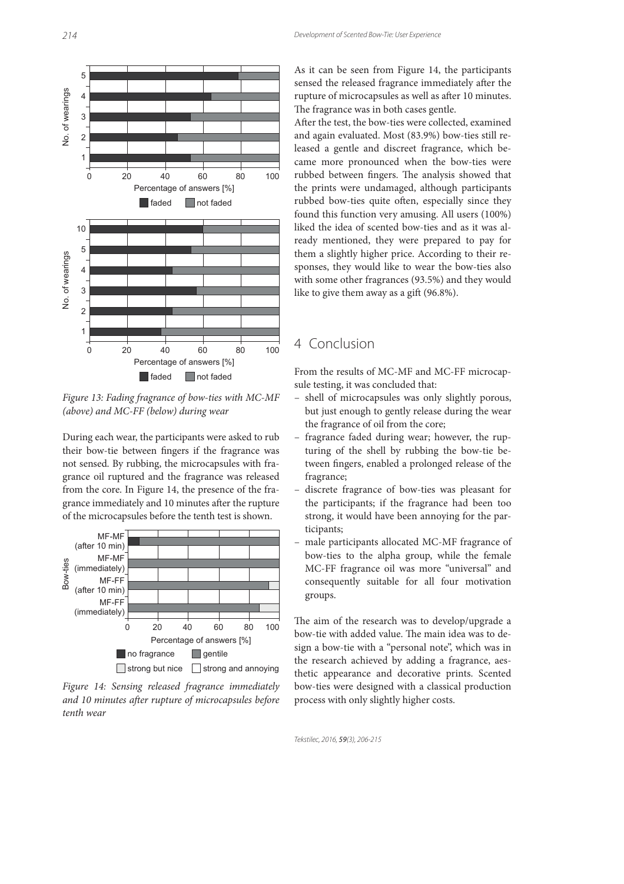*Figure 13: Fading fragrance of bow-ties with MC-MF (above) and MC-FF (below) during wear*

During each wear, the participants were asked to rub their bow-tie between fingers if the fragrance was not sensed. By rubbing, the microcapsules with fragrance oil ruptured and the fragrance was released from the core. In Figure 14, the presence of the fragrance immediately and 10 minutes after the rupture of the microcapsules before the tenth test is shown.

*Figure 14: Sensing released fragrance immediately and 10 minutes after rupture of microcapsules before tenth wear*

As it can be seen from Figure 14, the participants sensed the released fragrance immediately after the rupture of microcapsules as well as after 10 minutes. The fragrance was in both cases gentle.

After the test, the bow-ties were collected, examined and again evaluated. Most (83.9%) bow-ties still released a gentle and discreet fragrance, which became more pronounced when the bow-ties were rubbed between fingers. The analysis showed that the prints were undamaged, although participants rubbed bow-ties quite often, especially since they found this function very amusing. All users (100%) liked the idea of scented bow-ties and as it was already mentioned, they were prepared to pay for them a slightly higher price. According to their responses, they would like to wear the bow-ties also with some other fragrances (93.5%) and they would like to give them away as a gift (96.8%).

## 4 Conclusion

From the results of MC-MF and MC-FF microcapsule testing, it was concluded that:

- shell of microcapsules was only slightly porous, but just enough to gently release during the wear the fragrance of oil from the core;
- fragrance faded during wear; however, the rupturing of the shell by rubbing the bow-tie between fingers, enabled a prolonged release of the fragrance;
- discrete fragrance of bow-ties was pleasant for the participants; if the fragrance had been too strong, it would have been annoying for the participants;
- male participants allocated MC-MF fragrance of bow-ties to the alpha group, while the female MC-FF fragrance oil was more "universal" and consequently suitable for all four motivation groups.

The aim of the research was to develop/upgrade a bow-tie with added value. The main idea was to design a bow-tie with a "personal note", which was in the research achieved by adding a fragrance, aesthetic appearance and decorative prints. Scented bow-ties were designed with a classical production process with only slightly higher costs.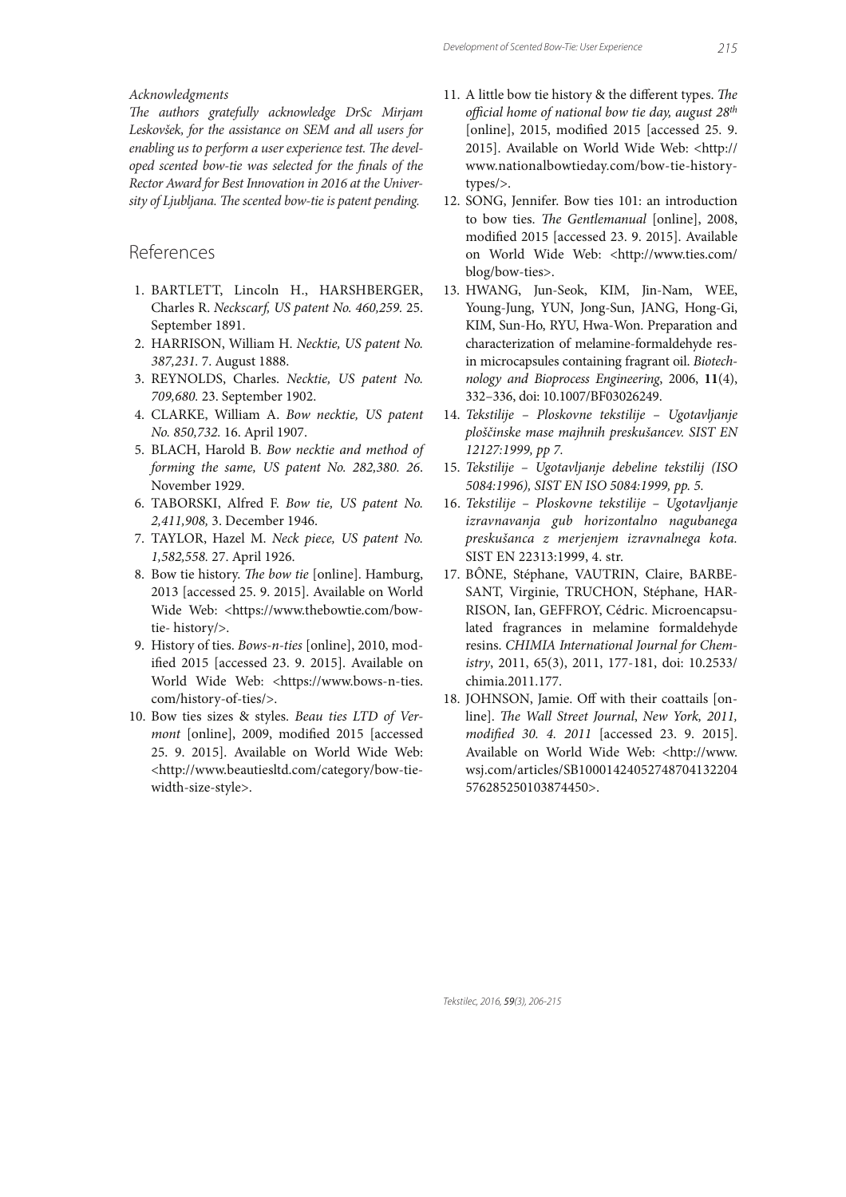*Acknowledgments*

*The authors gratefully acknowledge DrSc Mirjam Leskovšek, for the assistance on SEM and all users for enabling us to perform a user experience test. The developed scented bow-tie was selected for the finals of the Rector Award for Best Innovation in 2016 at the University of Ljubljana. The scented bow-tie is patent pending.*

## References

1. BARTLETT, Lincoln H., HARSHBERGER, Charles R. *Neckscarf, US patent No. 460,259.* 25. September 1891.
2. HARRISON, William H. *Necktie, US patent No. 387,231.* 7. August 1888.
3. REYNOLDS, Charles. *Necktie, US patent No. 709,680.* 23. September 1902.
4. CLARKE, William A. *Bow necktie, US patent No. 850,732.* 16. April 1907.
5. BLACH, Harold B. *Bow necktie and method of forming the same, US patent No. 282,380. 26.* November 1929.
6. TABORSKI, Alfred F. *Bow tie, US patent No. 2,411,908,* 3. December 1946.
7. TAYLOR, Hazel M. *Neck piece, US patent No. 1,582,558.* 27. April 1926.
8. Bow tie history. *The bow tie* [online]. Hamburg, 2013 [accessed 25. 9. 2015]. Available on World Wide Web: <https://www.thebowtie.com/bow-tie- history/>.
9. History of ties. *Bows-n-ties* [online], 2010, modified 2015 [accessed 23. 9. 2015]. Available on World Wide Web: <https://www.bows-n-ties.com/history-of-ties/>.
10. Bow ties sizes & styles. *Beau ties LTD of Vermont* [online], 2009, modified 2015 [accessed 25. 9. 2015]. Available on World Wide Web: <http://www.beautiesltd.com/category/bow-tie-width-size-style>.
11. A little bow tie history & the different types. *The official home of national bow tie day, august 28th* [online], 2015, modified 2015 [accessed 25. 9. 2015]. Available on World Wide Web: <http://www.nationalbowtieday.com/bow-tie-history-types/>.
12. SONG, Jennifer. Bow ties 101: an introduction to bow ties. *The Gentlemanual* [online], 2008, modified 2015 [accessed 23. 9. 2015]. Available on World Wide Web: <http://www.ties.com/blog/bow-ties>.
13. HWANG, Jun-Seok, KIM, Jin-Nam, WEE, Young-Jung, YUN, Jong-Sun, JANG, Hong-Gi, KIM, Sun-Ho, RYU, Hwa-Won. Preparation and characterization of melamine-formaldehyde resin microcapsules containing fragrant oil. *Biotechnology and Bioprocess Engineering*, 2006, **11**(4), 332–336, doi: 10.1007/BF03026249.
14. *Tekstilije – Ploskovne tekstilije – Ugotavljanje ploščinske mase majhnih preskušancev. SIST EN 12127:1999, pp 7.*
15. *Tekstilije – Ugotavljanje debeline tekstilij (ISO 5084:1996), SIST EN ISO 5084:1999, pp. 5.*
16. *Tekstilije – Ploskovne tekstilije – Ugotavljanje izravnavanja gub horizontalno nagubanega preskušanca z merjenjem izravnalnega kota.* SIST EN 22313:1999, 4. str.
17. BÔNE, Stéphane, VAUTRIN, Claire, BARBESANT, Virginie, TRUCHON, Stéphane, HARRISON, Ian, GEFFROY, Cédric. Microencapsulated fragrances in melamine formaldehyde resins. *CHIMIA International Journal for Chemistry*, 2011, 65(3), 2011, 177-181, doi: 10.2533/chimia.2011.177.
18. JOHNSON, Jamie. Off with their coattails [online]. *The Wall Street Journal*, *New York, 2011, modified 30. 4. 2011* [accessed 23. 9. 2015]. Available on World Wide Web: <http://www.wsj.com/articles/SB10001424052748704132204576285250103874450>.